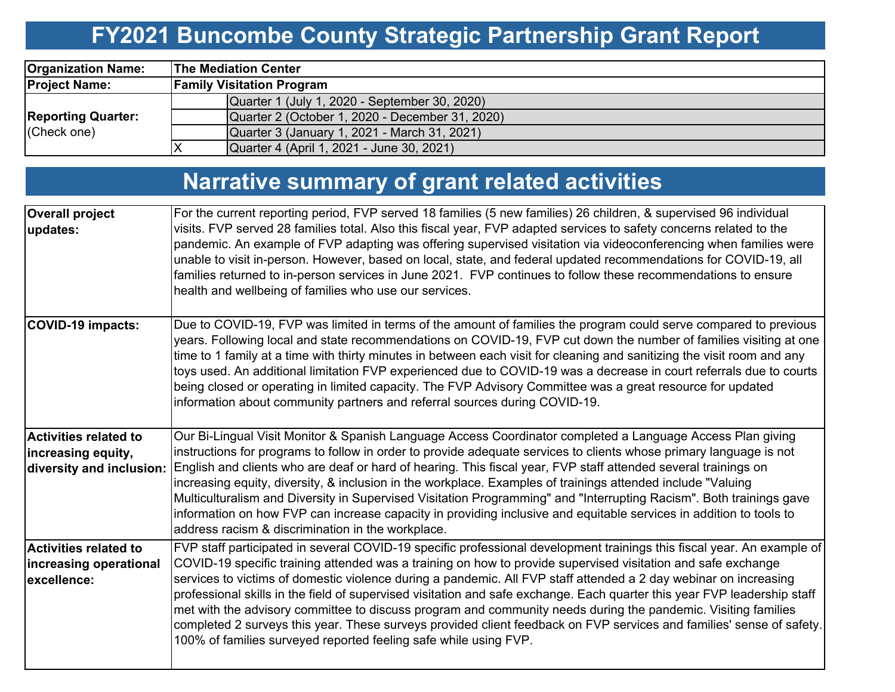# FY2021 Buncombe County Strategic Partnership Grant Report

| | | |
|---|---|---|
| **Organization Name:** | **The Mediation Center** | |
| **Project Name:** | **Family Visitation Program** | |
| **Reporting Quarter:** (Check one) | | Quarter 1 (July 1, 2020 - September 30, 2020) |
| | | Quarter 2 (October 1, 2020 - December 31, 2020) |
| | | Quarter 3 (January 1, 2021 - March 31, 2021) |
| | X | Quarter 4 (April 1, 2021 - June 30, 2021) |

# Narrative summary of grant related activities

| | |
|---|---|
| **Overall project updates:** | For the current reporting period, FVP served 18 families (5 new families) 26 children, & supervised 96 individual visits. FVP served 28 families total. Also this fiscal year, FVP adapted services to safety concerns related to the pandemic. An example of FVP adapting was offering supervised visitation via videoconferencing when families were unable to visit in-person. However, based on local, state, and federal updated recommendations for COVID-19, all families returned to in-person services in June 2021. FVP continues to follow these recommendations to ensure health and wellbeing of families who use our services. |
| **COVID-19 impacts:** | Due to COVID-19, FVP was limited in terms of the amount of families the program could serve compared to previous years. Following local and state recommendations on COVID-19, FVP cut down the number of families visiting at one time to 1 family at a time with thirty minutes in between each visit for cleaning and sanitizing the visit room and any toys used. An additional limitation FVP experienced due to COVID-19 was a decrease in court referrals due to courts being closed or operating in limited capacity. The FVP Advisory Committee was a great resource for updated information about community partners and referral sources during COVID-19. |
| **Activities related to increasing equity, diversity and inclusion:** | Our Bi-Lingual Visit Monitor & Spanish Language Access Coordinator completed a Language Access Plan giving instructions for programs to follow in order to provide adequate services to clients whose primary language is not English and clients who are deaf or hard of hearing. This fiscal year, FVP staff attended several trainings on increasing equity, diversity, & inclusion in the workplace. Examples of trainings attended include "Valuing Multiculturalism and Diversity in Supervised Visitation Programming" and "Interrupting Racism". Both trainings gave information on how FVP can increase capacity in providing inclusive and equitable services in addition to tools to address racism & discrimination in the workplace. |
| **Activities related to increasing operational excellence:** | FVP staff participated in several COVID-19 specific professional development trainings this fiscal year. An example of COVID-19 specific training attended was a training on how to provide supervised visitation and safe exchange services to victims of domestic violence during a pandemic. All FVP staff attended a 2 day webinar on increasing professional skills in the field of supervised visitation and safe exchange. Each quarter this year FVP leadership staff met with the advisory committee to discuss program and community needs during the pandemic. Visiting families completed 2 surveys this year. These surveys provided client feedback on FVP services and families' sense of safety. 100% of families surveyed reported feeling safe while using FVP. |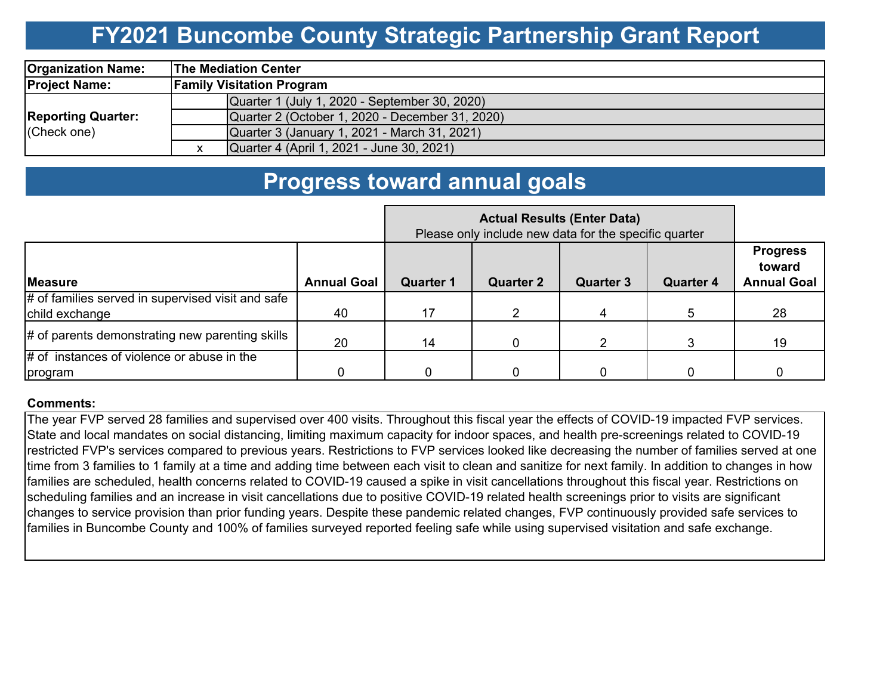# FY2021 Buncombe County Strategic Partnership Grant Report

| | | |
|---|---|---|
| **Organization Name:** | **The Mediation Center** | |
| **Project Name:** | **Family Visitation Program** | |
| **Reporting Quarter:** (Check one) | | Quarter 1 (July 1, 2020 - September 30, 2020) |
| | | Quarter 2 (October 1, 2020 - December 31, 2020) |
| | | Quarter 3 (January 1, 2021 - March 31, 2021) |
| | x | Quarter 4 (April 1, 2021 - June 30, 2021) |

# Progress toward annual goals

| | | **Actual Results (Enter Data)** Please only include new data for the specific quarter | | | | |
|---|---|---|---|---|---|---|
| **Measure** | **Annual Goal** | **Quarter 1** | **Quarter 2** | **Quarter 3** | **Quarter 4** | **Progress toward Annual Goal** |
| # of families served in supervised visit and safe child exchange | 40 | 17 | 2 | 4 | 5 | 28 |
| # of parents demonstrating new parenting skills | 20 | 14 | 0 | 2 | 3 | 19 |
| # of instances of violence or abuse in the program | 0 | 0 | 0 | 0 | 0 | 0 |

**Comments:**

The year FVP served 28 families and supervised over 400 visits. Throughout this fiscal year the effects of COVID-19 impacted FVP services. State and local mandates on social distancing, limiting maximum capacity for indoor spaces, and health pre-screenings related to COVID-19 restricted FVP's services compared to previous years. Restrictions to FVP services looked like decreasing the number of families served at one time from 3 families to 1 family at a time and adding time between each visit to clean and sanitize for next family. In addition to changes in how families are scheduled, health concerns related to COVID-19 caused a spike in visit cancellations throughout this fiscal year. Restrictions on scheduling families and an increase in visit cancellations due to positive COVID-19 related health screenings prior to visits are significant changes to service provision than prior funding years. Despite these pandemic related changes, FVP continuously provided safe services to families in Buncombe County and 100% of families surveyed reported feeling safe while using supervised visitation and safe exchange.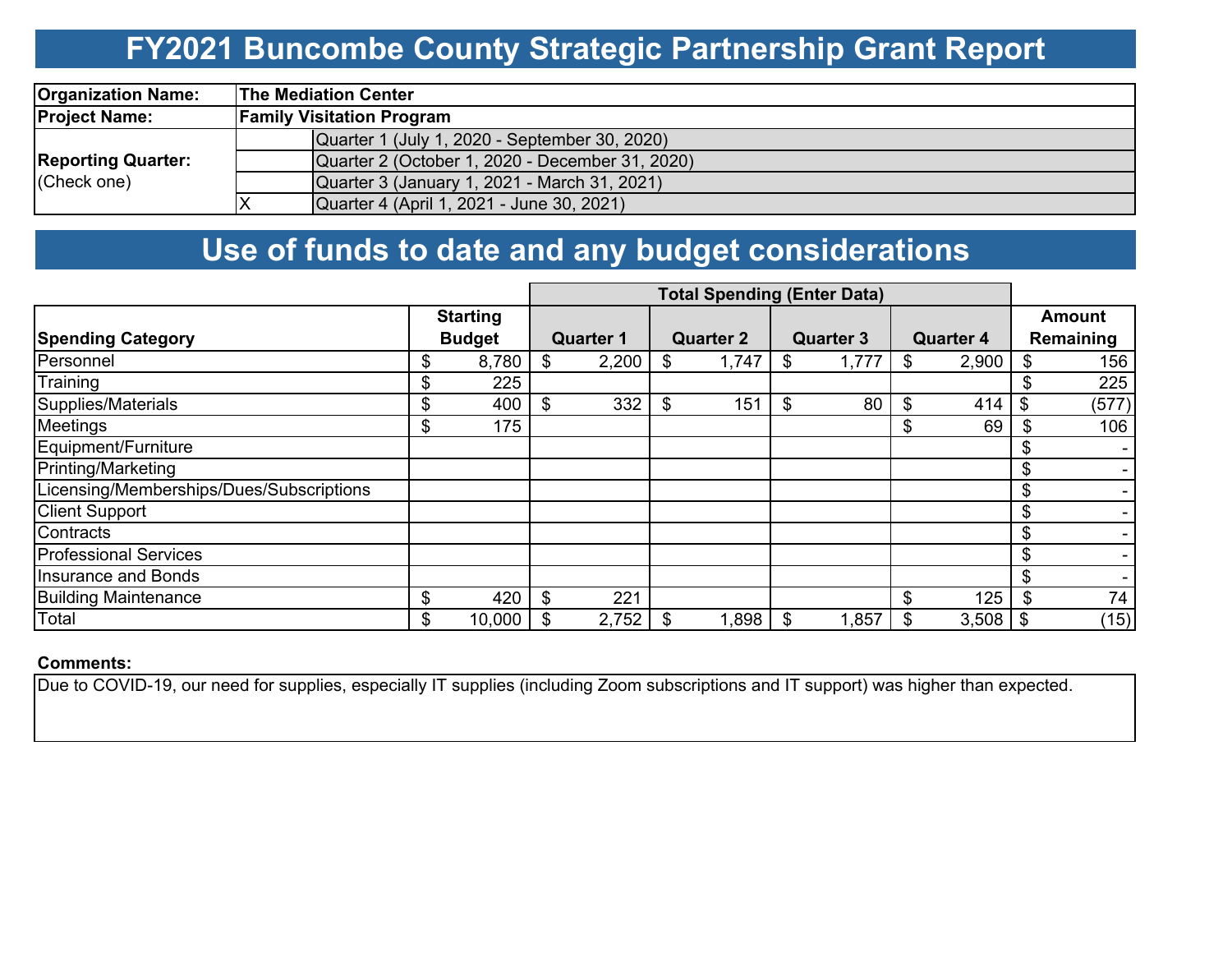# FY2021 Buncombe County Strategic Partnership Grant Report

| | | |
|---|---|---|
| **Organization Name:** | **The Mediation Center** | |
| **Project Name:** | **Family Visitation Program** | |
| **Reporting Quarter:** (Check one) | | Quarter 1 (July 1, 2020 - September 30, 2020) |
| | | Quarter 2 (October 1, 2020 - December 31, 2020) |
| | | Quarter 3 (January 1, 2021 - March 31, 2021) |
| | X | Quarter 4 (April 1, 2021 - June 30, 2021) |

## Use of funds to date and any budget considerations

| | | Total Spending (Enter Data) | | | | |
|---|---|---|---|---|---|---|
| **Spending Category** | **Starting Budget** | **Quarter 1** | **Quarter 2** | **Quarter 3** | **Quarter 4** | **Amount Remaining** |
| Personnel | $ 8,780 | $ 2,200 | $ 1,747 | $ 1,777 | $ 2,900 | $ 156 |
| Training | $ 225 | | | | | $ 225 |
| Supplies/Materials | $ 400 | $ 332 | $ 151 | $ 80 | $ 414 | $ (577) |
| Meetings | $ 175 | | | | $ 69 | $ 106 |
| Equipment/Furniture | | | | | | $ - |
| Printing/Marketing | | | | | | $ - |
| Licensing/Memberships/Dues/Subscriptions | | | | | | $ - |
| Client Support | | | | | | $ - |
| Contracts | | | | | | $ - |
| Professional Services | | | | | | $ - |
| Insurance and Bonds | | | | | | $ - |
| Building Maintenance | $ 420 | $ 221 | | | $ 125 | $ 74 |
| Total | $ 10,000 | $ 2,752 | $ 1,898 | $ 1,857 | $ 3,508 | $ (15) |

**Comments:**

Due to COVID-19, our need for supplies, especially IT supplies (including Zoom subscriptions and IT support) was higher than expected.